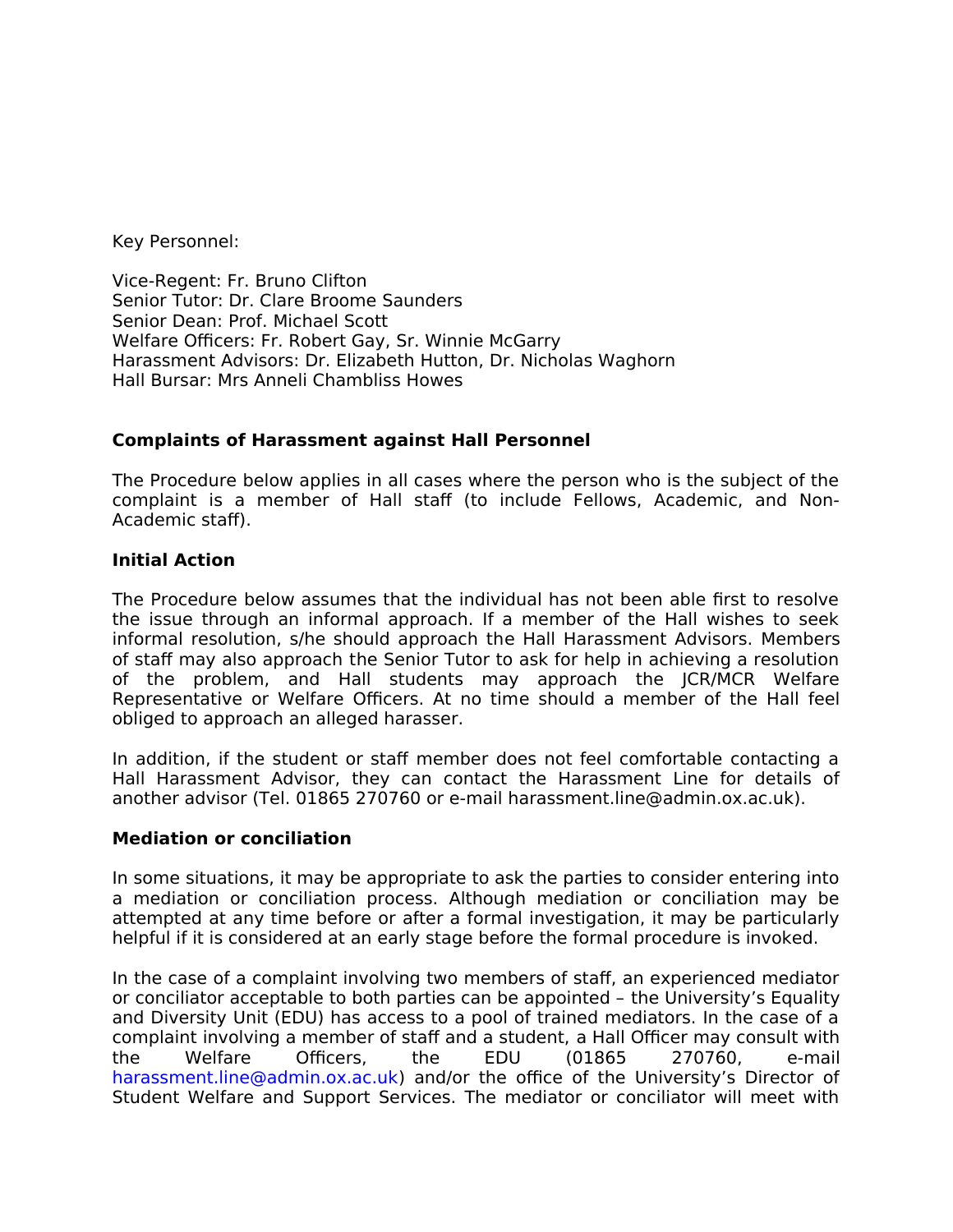Key Personnel:

Vice-Regent: Fr. Bruno Clifton
Senior Tutor: Dr. Clare Broome Saunders
Senior Dean: Prof. Michael Scott
Welfare Officers: Fr. Robert Gay, Sr. Winnie McGarry
Harassment Advisors: Dr. Elizabeth Hutton, Dr. Nicholas Waghorn
Hall Bursar: Mrs Anneli Chambliss Howes

**Complaints of Harassment against Hall Personnel**

The Procedure below applies in all cases where the person who is the subject of the complaint is a member of Hall staff (to include Fellows, Academic, and Non-Academic staff).

**Initial Action**

The Procedure below assumes that the individual has not been able first to resolve the issue through an informal approach. If a member of the Hall wishes to seek informal resolution, s/he should approach the Hall Harassment Advisors. Members of staff may also approach the Senior Tutor to ask for help in achieving a resolution of the problem, and Hall students may approach the JCR/MCR Welfare Representative or Welfare Officers. At no time should a member of the Hall feel obliged to approach an alleged harasser.

In addition, if the student or staff member does not feel comfortable contacting a Hall Harassment Advisor, they can contact the Harassment Line for details of another advisor (Tel. 01865 270760 or e-mail harassment.line@admin.ox.ac.uk).

**Mediation or conciliation**

In some situations, it may be appropriate to ask the parties to consider entering into a mediation or conciliation process. Although mediation or conciliation may be attempted at any time before or after a formal investigation, it may be particularly helpful if it is considered at an early stage before the formal procedure is invoked.

In the case of a complaint involving two members of staff, an experienced mediator or conciliator acceptable to both parties can be appointed – the University's Equality and Diversity Unit (EDU) has access to a pool of trained mediators. In the case of a complaint involving a member of staff and a student, a Hall Officer may consult with the Welfare Officers, the EDU (01865 270760, e-mail harassment.line@admin.ox.ac.uk) and/or the office of the University's Director of Student Welfare and Support Services. The mediator or conciliator will meet with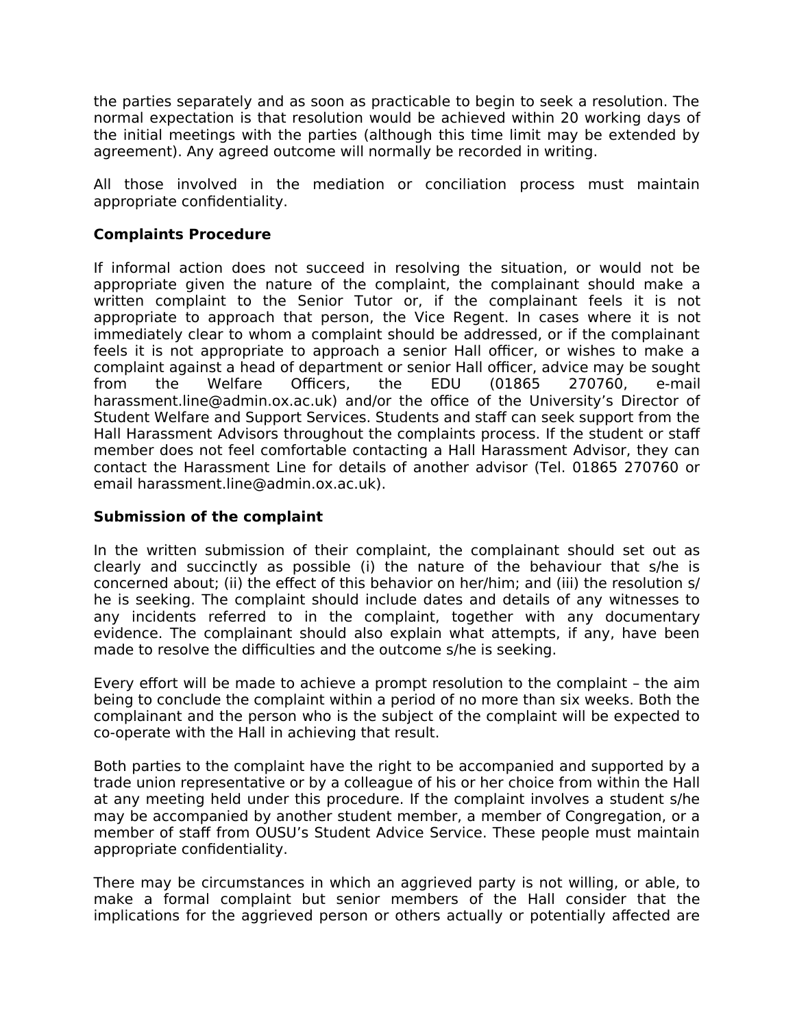the parties separately and as soon as practicable to begin to seek a resolution. The normal expectation is that resolution would be achieved within 20 working days of the initial meetings with the parties (although this time limit may be extended by agreement). Any agreed outcome will normally be recorded in writing.

All those involved in the mediation or conciliation process must maintain appropriate confidentiality.

**Complaints Procedure**

If informal action does not succeed in resolving the situation, or would not be appropriate given the nature of the complaint, the complainant should make a written complaint to the Senior Tutor or, if the complainant feels it is not appropriate to approach that person, the Vice Regent. In cases where it is not immediately clear to whom a complaint should be addressed, or if the complainant feels it is not appropriate to approach a senior Hall officer, or wishes to make a complaint against a head of department or senior Hall officer, advice may be sought from the Welfare Officers, the EDU (01865 270760, e-mail harassment.line@admin.ox.ac.uk) and/or the office of the University's Director of Student Welfare and Support Services. Students and staff can seek support from the Hall Harassment Advisors throughout the complaints process. If the student or staff member does not feel comfortable contacting a Hall Harassment Advisor, they can contact the Harassment Line for details of another advisor (Tel. 01865 270760 or email harassment.line@admin.ox.ac.uk).

**Submission of the complaint**

In the written submission of their complaint, the complainant should set out as clearly and succinctly as possible (i) the nature of the behaviour that s/he is concerned about; (ii) the effect of this behavior on her/him; and (iii) the resolution s/he is seeking. The complaint should include dates and details of any witnesses to any incidents referred to in the complaint, together with any documentary evidence. The complainant should also explain what attempts, if any, have been made to resolve the difficulties and the outcome s/he is seeking.

Every effort will be made to achieve a prompt resolution to the complaint – the aim being to conclude the complaint within a period of no more than six weeks. Both the complainant and the person who is the subject of the complaint will be expected to co-operate with the Hall in achieving that result.

Both parties to the complaint have the right to be accompanied and supported by a trade union representative or by a colleague of his or her choice from within the Hall at any meeting held under this procedure. If the complaint involves a student s/he may be accompanied by another student member, a member of Congregation, or a member of staff from OUSU's Student Advice Service. These people must maintain appropriate confidentiality.

There may be circumstances in which an aggrieved party is not willing, or able, to make a formal complaint but senior members of the Hall consider that the implications for the aggrieved person or others actually or potentially affected are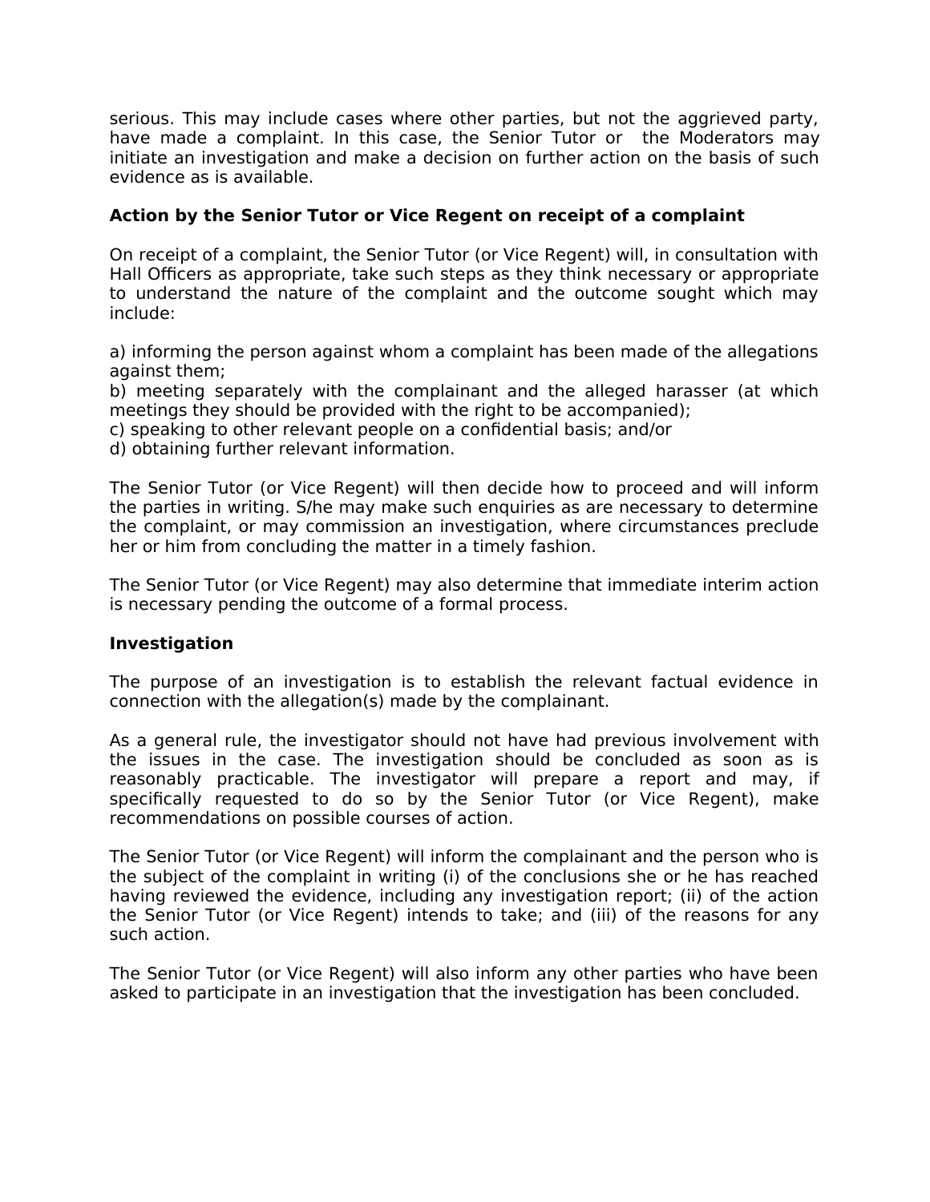serious. This may include cases where other parties, but not the aggrieved party, have made a complaint. In this case, the Senior Tutor or the Moderators may initiate an investigation and make a decision on further action on the basis of such evidence as is available.

**Action by the Senior Tutor or Vice Regent on receipt of a complaint**

On receipt of a complaint, the Senior Tutor (or Vice Regent) will, in consultation with Hall Officers as appropriate, take such steps as they think necessary or appropriate to understand the nature of the complaint and the outcome sought which may include:

a) informing the person against whom a complaint has been made of the allegations against them;
b) meeting separately with the complainant and the alleged harasser (at which meetings they should be provided with the right to be accompanied);
c) speaking to other relevant people on a confidential basis; and/or
d) obtaining further relevant information.

The Senior Tutor (or Vice Regent) will then decide how to proceed and will inform the parties in writing. S/he may make such enquiries as are necessary to determine the complaint, or may commission an investigation, where circumstances preclude her or him from concluding the matter in a timely fashion.

The Senior Tutor (or Vice Regent) may also determine that immediate interim action is necessary pending the outcome of a formal process.

**Investigation**

The purpose of an investigation is to establish the relevant factual evidence in connection with the allegation(s) made by the complainant.

As a general rule, the investigator should not have had previous involvement with the issues in the case. The investigation should be concluded as soon as is reasonably practicable. The investigator will prepare a report and may, if specifically requested to do so by the Senior Tutor (or Vice Regent), make recommendations on possible courses of action.

The Senior Tutor (or Vice Regent) will inform the complainant and the person who is the subject of the complaint in writing (i) of the conclusions she or he has reached having reviewed the evidence, including any investigation report; (ii) of the action the Senior Tutor (or Vice Regent) intends to take; and (iii) of the reasons for any such action.

The Senior Tutor (or Vice Regent) will also inform any other parties who have been asked to participate in an investigation that the investigation has been concluded.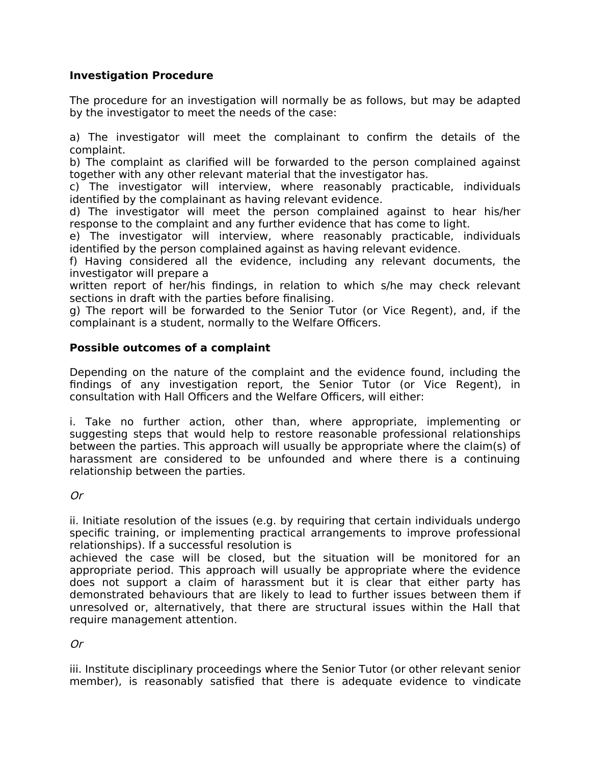**Investigation Procedure**

The procedure for an investigation will normally be as follows, but may be adapted by the investigator to meet the needs of the case:

a) The investigator will meet the complainant to confirm the details of the complaint.
b) The complaint as clarified will be forwarded to the person complained against together with any other relevant material that the investigator has.
c) The investigator will interview, where reasonably practicable, individuals identified by the complainant as having relevant evidence.
d) The investigator will meet the person complained against to hear his/her response to the complaint and any further evidence that has come to light.
e) The investigator will interview, where reasonably practicable, individuals identified by the person complained against as having relevant evidence.
f) Having considered all the evidence, including any relevant documents, the investigator will prepare a written report of her/his findings, in relation to which s/he may check relevant sections in draft with the parties before finalising.
g) The report will be forwarded to the Senior Tutor (or Vice Regent), and, if the complainant is a student, normally to the Welfare Officers.

**Possible outcomes of a complaint**

Depending on the nature of the complaint and the evidence found, including the findings of any investigation report, the Senior Tutor (or Vice Regent), in consultation with Hall Officers and the Welfare Officers, will either:

i. Take no further action, other than, where appropriate, implementing or suggesting steps that would help to restore reasonable professional relationships between the parties. This approach will usually be appropriate where the claim(s) of harassment are considered to be unfounded and where there is a continuing relationship between the parties.

*Or*

ii. Initiate resolution of the issues (e.g. by requiring that certain individuals undergo specific training, or implementing practical arrangements to improve professional relationships). If a successful resolution is achieved the case will be closed, but the situation will be monitored for an appropriate period. This approach will usually be appropriate where the evidence does not support a claim of harassment but it is clear that either party has demonstrated behaviours that are likely to lead to further issues between them if unresolved or, alternatively, that there are structural issues within the Hall that require management attention.

*Or*

iii. Institute disciplinary proceedings where the Senior Tutor (or other relevant senior member), is reasonably satisfied that there is adequate evidence to vindicate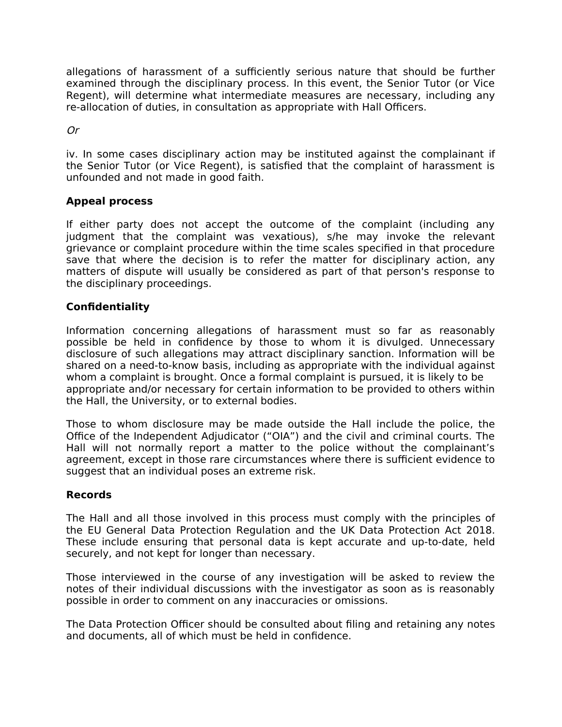allegations of harassment of a sufficiently serious nature that should be further examined through the disciplinary process. In this event, the Senior Tutor (or Vice Regent), will determine what intermediate measures are necessary, including any re-allocation of duties, in consultation as appropriate with Hall Officers.

*Or*

iv. In some cases disciplinary action may be instituted against the complainant if the Senior Tutor (or Vice Regent), is satisfied that the complaint of harassment is unfounded and not made in good faith.

**Appeal process**

If either party does not accept the outcome of the complaint (including any judgment that the complaint was vexatious), s/he may invoke the relevant grievance or complaint procedure within the time scales specified in that procedure save that where the decision is to refer the matter for disciplinary action, any matters of dispute will usually be considered as part of that person's response to the disciplinary proceedings.

**Confidentiality**

Information concerning allegations of harassment must so far as reasonably possible be held in confidence by those to whom it is divulged. Unnecessary disclosure of such allegations may attract disciplinary sanction. Information will be shared on a need-to-know basis, including as appropriate with the individual against whom a complaint is brought. Once a formal complaint is pursued, it is likely to be appropriate and/or necessary for certain information to be provided to others within the Hall, the University, or to external bodies.

Those to whom disclosure may be made outside the Hall include the police, the Office of the Independent Adjudicator ("OIA") and the civil and criminal courts. The Hall will not normally report a matter to the police without the complainant's agreement, except in those rare circumstances where there is sufficient evidence to suggest that an individual poses an extreme risk.

**Records**

The Hall and all those involved in this process must comply with the principles of the EU General Data Protection Regulation and the UK Data Protection Act 2018. These include ensuring that personal data is kept accurate and up-to-date, held securely, and not kept for longer than necessary.

Those interviewed in the course of any investigation will be asked to review the notes of their individual discussions with the investigator as soon as is reasonably possible in order to comment on any inaccuracies or omissions.

The Data Protection Officer should be consulted about filing and retaining any notes and documents, all of which must be held in confidence.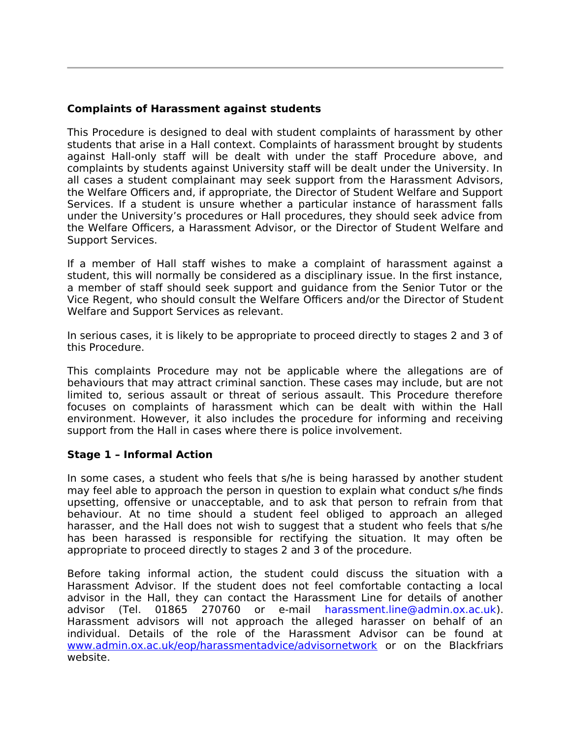**Complaints of Harassment against students**

This Procedure is designed to deal with student complaints of harassment by other students that arise in a Hall context. Complaints of harassment brought by students against Hall-only staff will be dealt with under the staff Procedure above, and complaints by students against University staff will be dealt under the University. In all cases a student complainant may seek support from the Harassment Advisors, the Welfare Officers and, if appropriate, the Director of Student Welfare and Support Services. If a student is unsure whether a particular instance of harassment falls under the University's procedures or Hall procedures, they should seek advice from the Welfare Officers, a Harassment Advisor, or the Director of Student Welfare and Support Services.

If a member of Hall staff wishes to make a complaint of harassment against a student, this will normally be considered as a disciplinary issue. In the first instance, a member of staff should seek support and guidance from the Senior Tutor or the Vice Regent, who should consult the Welfare Officers and/or the Director of Student Welfare and Support Services as relevant.

In serious cases, it is likely to be appropriate to proceed directly to stages 2 and 3 of this Procedure.

This complaints Procedure may not be applicable where the allegations are of behaviours that may attract criminal sanction. These cases may include, but are not limited to, serious assault or threat of serious assault. This Procedure therefore focuses on complaints of harassment which can be dealt with within the Hall environment. However, it also includes the procedure for informing and receiving support from the Hall in cases where there is police involvement.

**Stage 1 – Informal Action**

In some cases, a student who feels that s/he is being harassed by another student may feel able to approach the person in question to explain what conduct s/he finds upsetting, offensive or unacceptable, and to ask that person to refrain from that behaviour. At no time should a student feel obliged to approach an alleged harasser, and the Hall does not wish to suggest that a student who feels that s/he has been harassed is responsible for rectifying the situation. It may often be appropriate to proceed directly to stages 2 and 3 of the procedure.

Before taking informal action, the student could discuss the situation with a Harassment Advisor. If the student does not feel comfortable contacting a local advisor in the Hall, they can contact the Harassment Line for details of another advisor (Tel. 01865 270760 or e-mail harassment.line@admin.ox.ac.uk). Harassment advisors will not approach the alleged harasser on behalf of an individual. Details of the role of the Harassment Advisor can be found at www.admin.ox.ac.uk/eop/harassmentadvice/advisornetwork or on the Blackfriars website.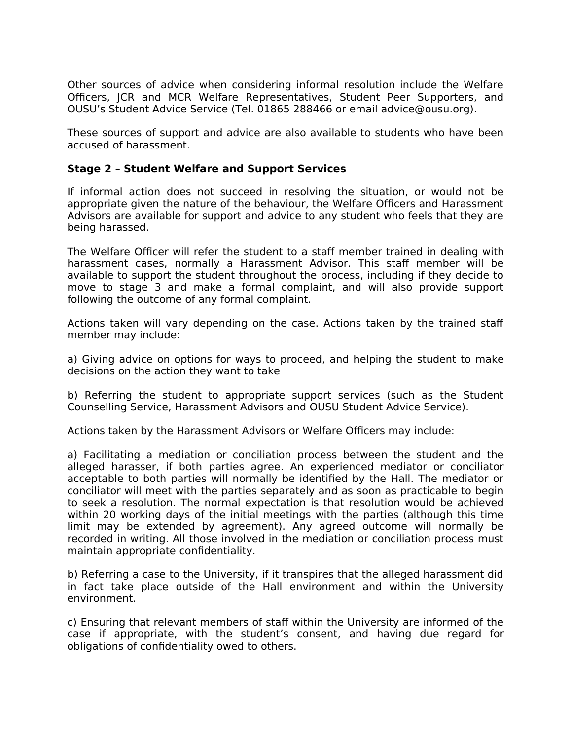Other sources of advice when considering informal resolution include the Welfare Officers, JCR and MCR Welfare Representatives, Student Peer Supporters, and OUSU's Student Advice Service (Tel. 01865 288466 or email advice@ousu.org).

These sources of support and advice are also available to students who have been accused of harassment.

**Stage 2 – Student Welfare and Support Services**

If informal action does not succeed in resolving the situation, or would not be appropriate given the nature of the behaviour, the Welfare Officers and Harassment Advisors are available for support and advice to any student who feels that they are being harassed.

The Welfare Officer will refer the student to a staff member trained in dealing with harassment cases, normally a Harassment Advisor. This staff member will be available to support the student throughout the process, including if they decide to move to stage 3 and make a formal complaint, and will also provide support following the outcome of any formal complaint.

Actions taken will vary depending on the case. Actions taken by the trained staff member may include:

a) Giving advice on options for ways to proceed, and helping the student to make decisions on the action they want to take

b) Referring the student to appropriate support services (such as the Student Counselling Service, Harassment Advisors and OUSU Student Advice Service).

Actions taken by the Harassment Advisors or Welfare Officers may include:

a) Facilitating a mediation or conciliation process between the student and the alleged harasser, if both parties agree. An experienced mediator or conciliator acceptable to both parties will normally be identified by the Hall. The mediator or conciliator will meet with the parties separately and as soon as practicable to begin to seek a resolution. The normal expectation is that resolution would be achieved within 20 working days of the initial meetings with the parties (although this time limit may be extended by agreement). Any agreed outcome will normally be recorded in writing. All those involved in the mediation or conciliation process must maintain appropriate confidentiality.

b) Referring a case to the University, if it transpires that the alleged harassment did in fact take place outside of the Hall environment and within the University environment.

c) Ensuring that relevant members of staff within the University are informed of the case if appropriate, with the student's consent, and having due regard for obligations of confidentiality owed to others.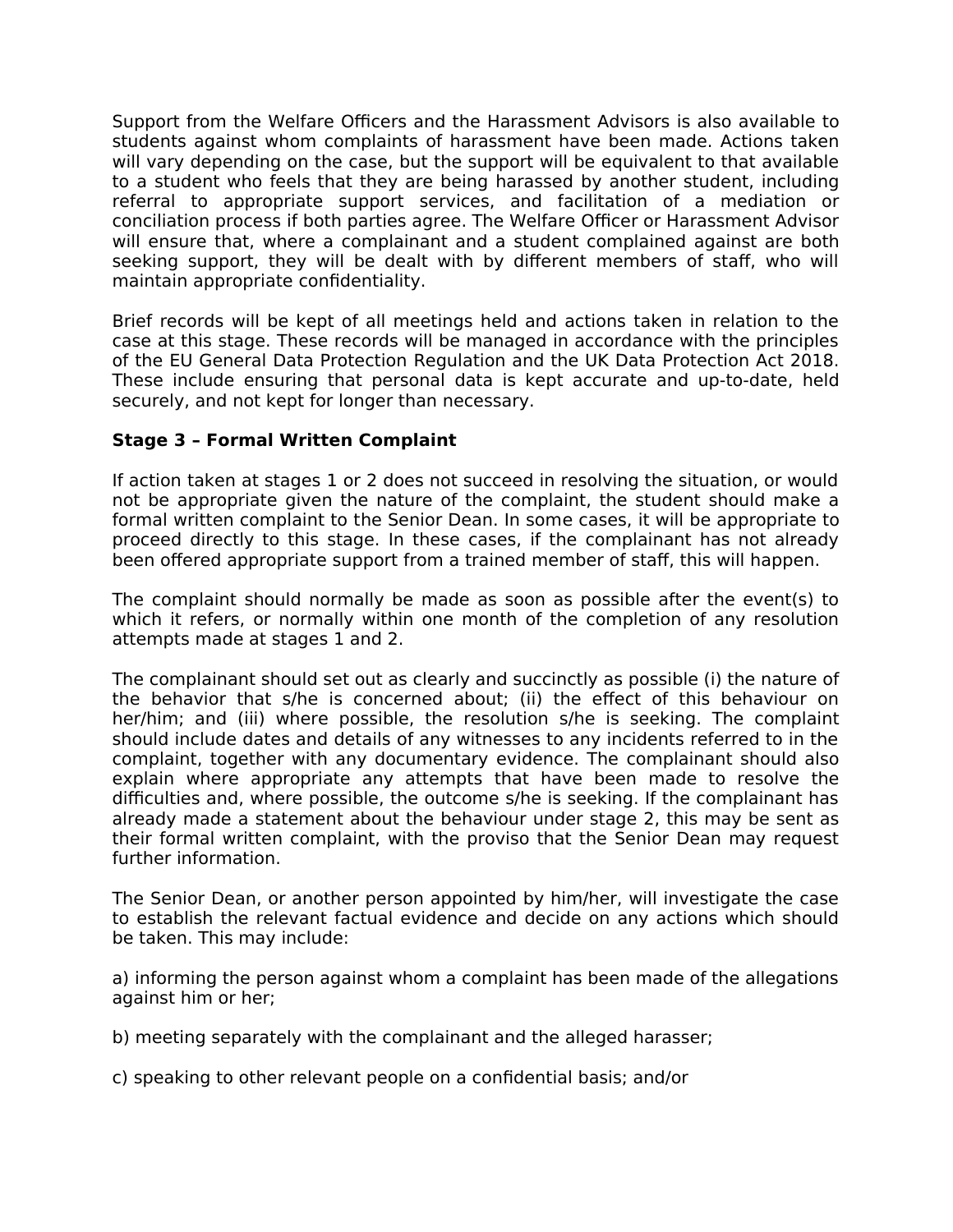Support from the Welfare Officers and the Harassment Advisors is also available to students against whom complaints of harassment have been made. Actions taken will vary depending on the case, but the support will be equivalent to that available to a student who feels that they are being harassed by another student, including referral to appropriate support services, and facilitation of a mediation or conciliation process if both parties agree. The Welfare Officer or Harassment Advisor will ensure that, where a complainant and a student complained against are both seeking support, they will be dealt with by different members of staff, who will maintain appropriate confidentiality.

Brief records will be kept of all meetings held and actions taken in relation to the case at this stage. These records will be managed in accordance with the principles of the EU General Data Protection Regulation and the UK Data Protection Act 2018. These include ensuring that personal data is kept accurate and up-to-date, held securely, and not kept for longer than necessary.

**Stage 3 – Formal Written Complaint**

If action taken at stages 1 or 2 does not succeed in resolving the situation, or would not be appropriate given the nature of the complaint, the student should make a formal written complaint to the Senior Dean. In some cases, it will be appropriate to proceed directly to this stage. In these cases, if the complainant has not already been offered appropriate support from a trained member of staff, this will happen.

The complaint should normally be made as soon as possible after the event(s) to which it refers, or normally within one month of the completion of any resolution attempts made at stages 1 and 2.

The complainant should set out as clearly and succinctly as possible (i) the nature of the behavior that s/he is concerned about; (ii) the effect of this behaviour on her/him; and (iii) where possible, the resolution s/he is seeking. The complaint should include dates and details of any witnesses to any incidents referred to in the complaint, together with any documentary evidence. The complainant should also explain where appropriate any attempts that have been made to resolve the difficulties and, where possible, the outcome s/he is seeking. If the complainant has already made a statement about the behaviour under stage 2, this may be sent as their formal written complaint, with the proviso that the Senior Dean may request further information.

The Senior Dean, or another person appointed by him/her, will investigate the case to establish the relevant factual evidence and decide on any actions which should be taken. This may include:

a) informing the person against whom a complaint has been made of the allegations against him or her;

b) meeting separately with the complainant and the alleged harasser;

c) speaking to other relevant people on a confidential basis; and/or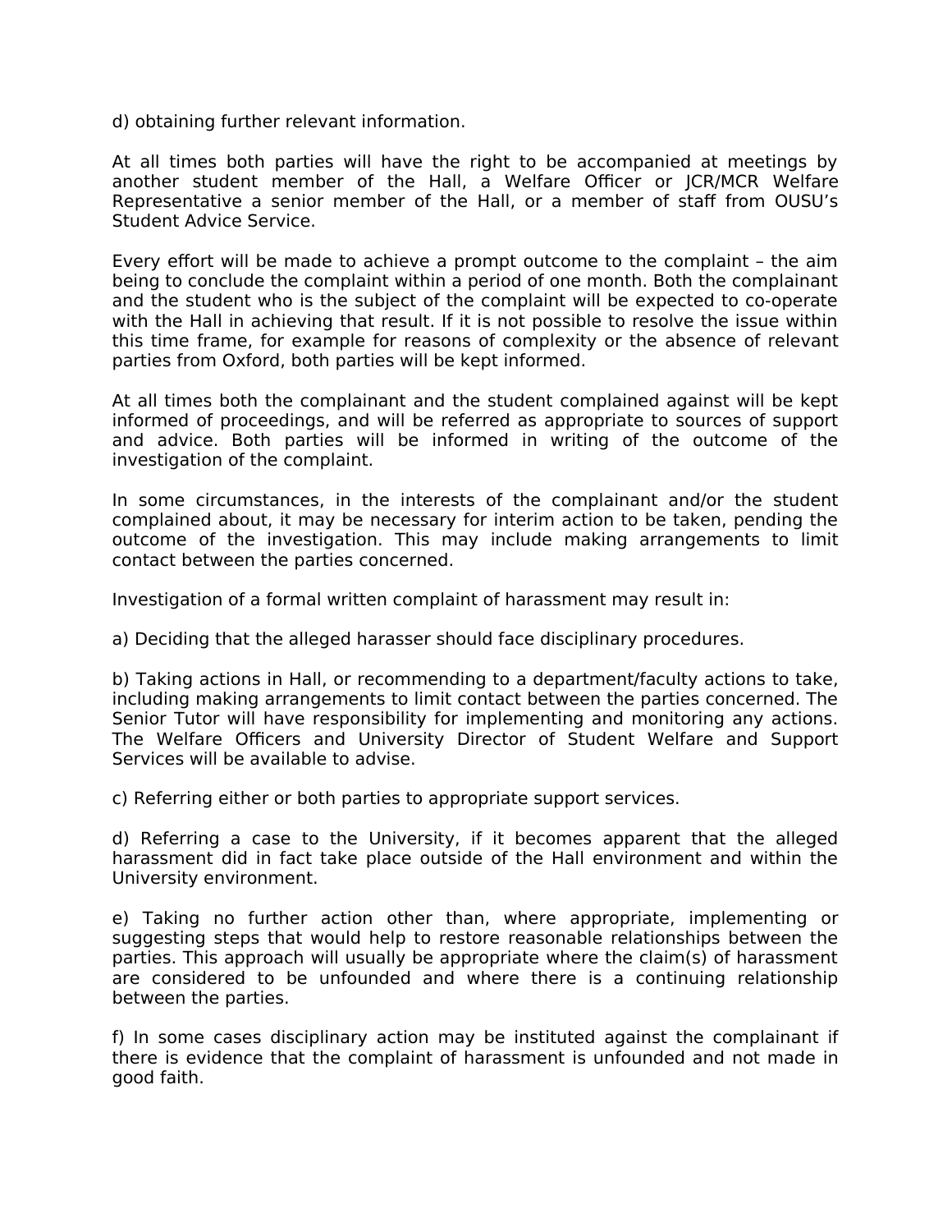d) obtaining further relevant information.

At all times both parties will have the right to be accompanied at meetings by another student member of the Hall, a Welfare Officer or JCR/MCR Welfare Representative a senior member of the Hall, or a member of staff from OUSU's Student Advice Service.

Every effort will be made to achieve a prompt outcome to the complaint – the aim being to conclude the complaint within a period of one month. Both the complainant and the student who is the subject of the complaint will be expected to co-operate with the Hall in achieving that result. If it is not possible to resolve the issue within this time frame, for example for reasons of complexity or the absence of relevant parties from Oxford, both parties will be kept informed.

At all times both the complainant and the student complained against will be kept informed of proceedings, and will be referred as appropriate to sources of support and advice. Both parties will be informed in writing of the outcome of the investigation of the complaint.

In some circumstances, in the interests of the complainant and/or the student complained about, it may be necessary for interim action to be taken, pending the outcome of the investigation. This may include making arrangements to limit contact between the parties concerned.

Investigation of a formal written complaint of harassment may result in:

a) Deciding that the alleged harasser should face disciplinary procedures.

b) Taking actions in Hall, or recommending to a department/faculty actions to take, including making arrangements to limit contact between the parties concerned. The Senior Tutor will have responsibility for implementing and monitoring any actions. The Welfare Officers and University Director of Student Welfare and Support Services will be available to advise.

c) Referring either or both parties to appropriate support services.

d) Referring a case to the University, if it becomes apparent that the alleged harassment did in fact take place outside of the Hall environment and within the University environment.

e) Taking no further action other than, where appropriate, implementing or suggesting steps that would help to restore reasonable relationships between the parties. This approach will usually be appropriate where the claim(s) of harassment are considered to be unfounded and where there is a continuing relationship between the parties.

f) In some cases disciplinary action may be instituted against the complainant if there is evidence that the complaint of harassment is unfounded and not made in good faith.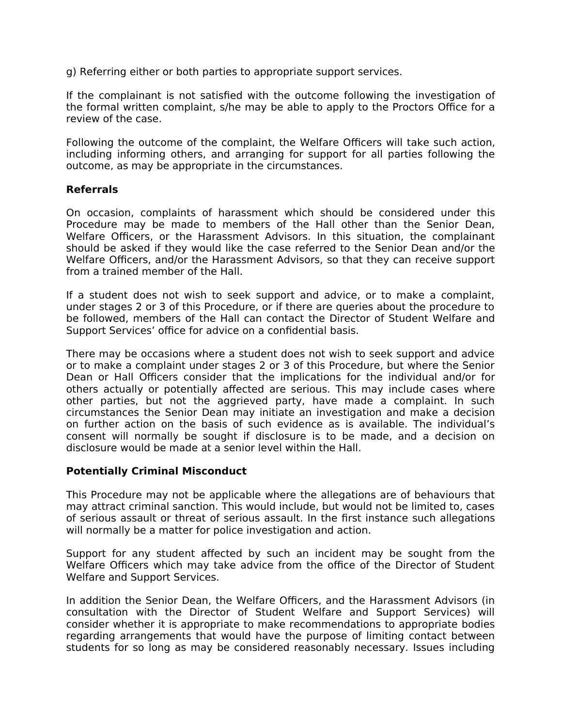g) Referring either or both parties to appropriate support services.

If the complainant is not satisfied with the outcome following the investigation of the formal written complaint, s/he may be able to apply to the Proctors Office for a review of the case.

Following the outcome of the complaint, the Welfare Officers will take such action, including informing others, and arranging for support for all parties following the outcome, as may be appropriate in the circumstances.

**Referrals**

On occasion, complaints of harassment which should be considered under this Procedure may be made to members of the Hall other than the Senior Dean, Welfare Officers, or the Harassment Advisors. In this situation, the complainant should be asked if they would like the case referred to the Senior Dean and/or the Welfare Officers, and/or the Harassment Advisors, so that they can receive support from a trained member of the Hall.

If a student does not wish to seek support and advice, or to make a complaint, under stages 2 or 3 of this Procedure, or if there are queries about the procedure to be followed, members of the Hall can contact the Director of Student Welfare and Support Services' office for advice on a confidential basis.

There may be occasions where a student does not wish to seek support and advice or to make a complaint under stages 2 or 3 of this Procedure, but where the Senior Dean or Hall Officers consider that the implications for the individual and/or for others actually or potentially affected are serious. This may include cases where other parties, but not the aggrieved party, have made a complaint. In such circumstances the Senior Dean may initiate an investigation and make a decision on further action on the basis of such evidence as is available. The individual's consent will normally be sought if disclosure is to be made, and a decision on disclosure would be made at a senior level within the Hall.

**Potentially Criminal Misconduct**

This Procedure may not be applicable where the allegations are of behaviours that may attract criminal sanction. This would include, but would not be limited to, cases of serious assault or threat of serious assault. In the first instance such allegations will normally be a matter for police investigation and action.

Support for any student affected by such an incident may be sought from the Welfare Officers which may take advice from the office of the Director of Student Welfare and Support Services.

In addition the Senior Dean, the Welfare Officers, and the Harassment Advisors (in consultation with the Director of Student Welfare and Support Services) will consider whether it is appropriate to make recommendations to appropriate bodies regarding arrangements that would have the purpose of limiting contact between students for so long as may be considered reasonably necessary. Issues including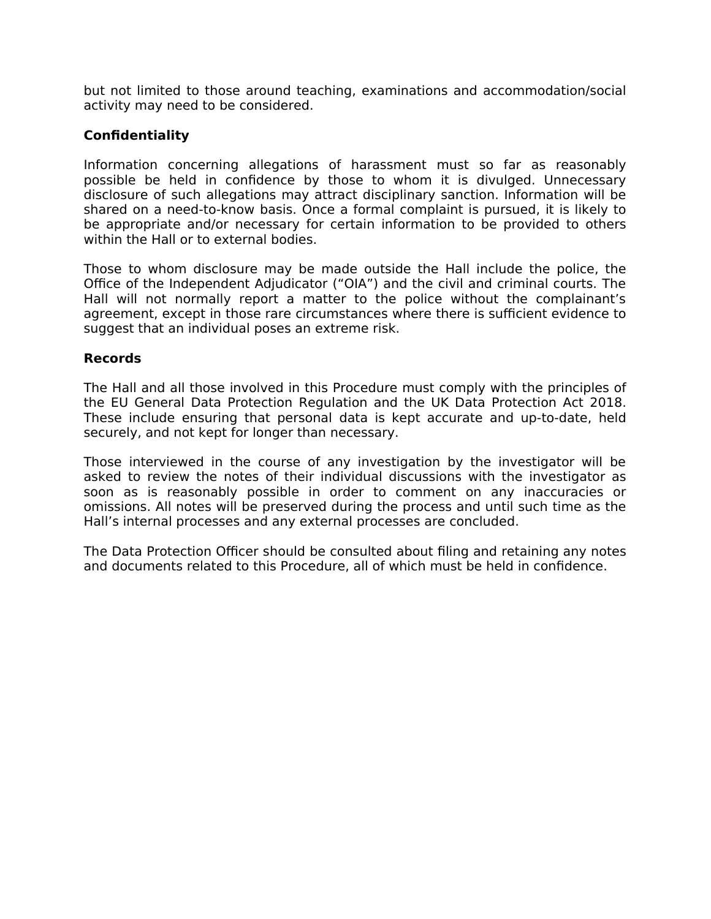but not limited to those around teaching, examinations and accommodation/social activity may need to be considered.

**Confidentiality**

Information concerning allegations of harassment must so far as reasonably possible be held in confidence by those to whom it is divulged. Unnecessary disclosure of such allegations may attract disciplinary sanction. Information will be shared on a need-to-know basis. Once a formal complaint is pursued, it is likely to be appropriate and/or necessary for certain information to be provided to others within the Hall or to external bodies.

Those to whom disclosure may be made outside the Hall include the police, the Office of the Independent Adjudicator ("OIA") and the civil and criminal courts. The Hall will not normally report a matter to the police without the complainant's agreement, except in those rare circumstances where there is sufficient evidence to suggest that an individual poses an extreme risk.

**Records**

The Hall and all those involved in this Procedure must comply with the principles of the EU General Data Protection Regulation and the UK Data Protection Act 2018. These include ensuring that personal data is kept accurate and up-to-date, held securely, and not kept for longer than necessary.

Those interviewed in the course of any investigation by the investigator will be asked to review the notes of their individual discussions with the investigator as soon as is reasonably possible in order to comment on any inaccuracies or omissions. All notes will be preserved during the process and until such time as the Hall's internal processes and any external processes are concluded.

The Data Protection Officer should be consulted about filing and retaining any notes and documents related to this Procedure, all of which must be held in confidence.